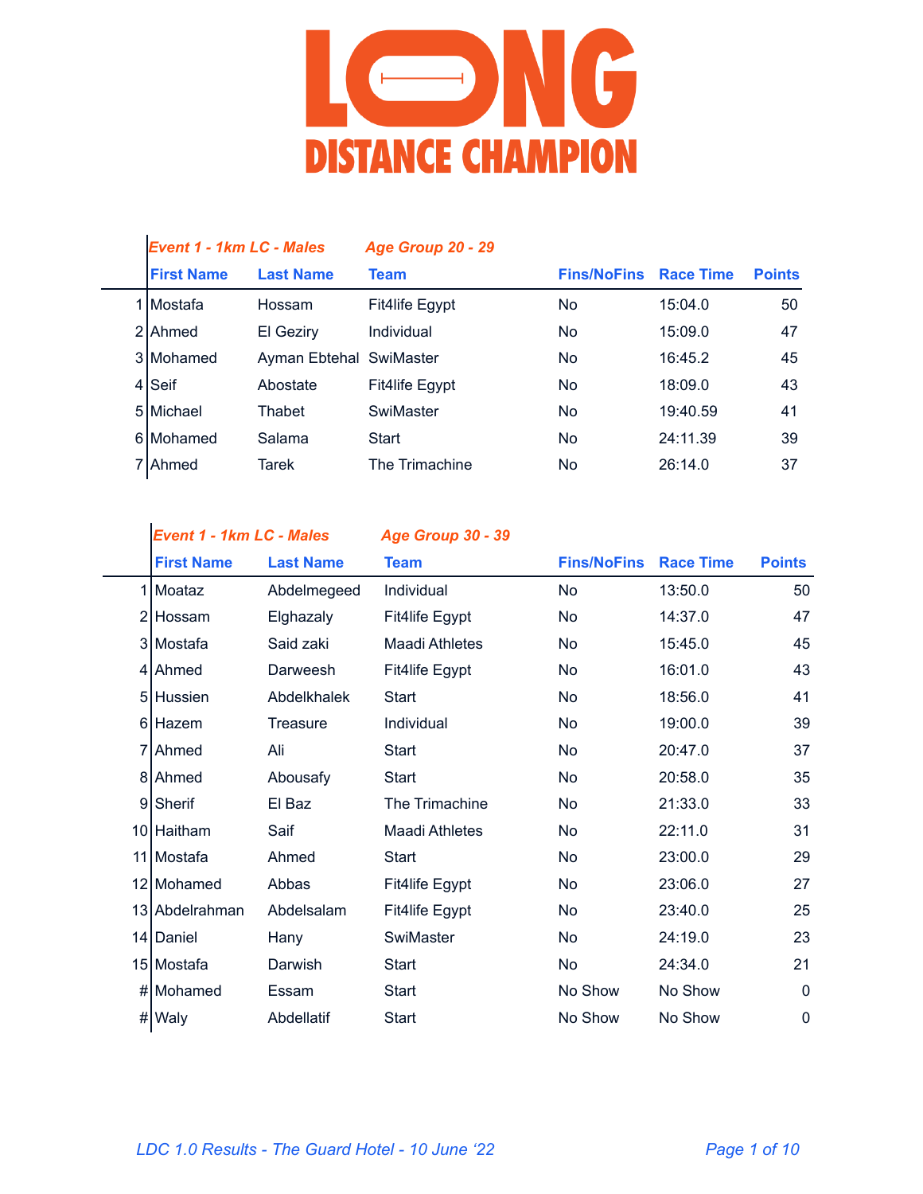# LONG DISTANCE CHAMPION

| | *Event 1 - 1km LC - Males* | | *Age Group 20 - 29* | | | |
|---|---|---|---|---|---|---|
| | **First Name** | **Last Name** | **Team** | **Fins/NoFins** | **Race Time** | **Points** |
| 1 | Mostafa | Hossam | Fit4life Egypt | No | 15:04.0 | 50 |
| 2 | Ahmed | El Geziry | Individual | No | 15:09.0 | 47 |
| 3 | Mohamed | Ayman Ebtehal | SwiMaster | No | 16:45.2 | 45 |
| 4 | Seif | Abostate | Fit4life Egypt | No | 18:09.0 | 43 |
| 5 | Michael | Thabet | SwiMaster | No | 19:40.59 | 41 |
| 6 | Mohamed | Salama | Start | No | 24:11.39 | 39 |
| 7 | Ahmed | Tarek | The Trimachine | No | 26:14.0 | 37 |

| | *Event 1 - 1km LC - Males* | | *Age Group 30 - 39* | | | |
|---|---|---|---|---|---|---|
| | **First Name** | **Last Name** | **Team** | **Fins/NoFins** | **Race Time** | **Points** |
| 1 | Moataz | Abdelmegeed | Individual | No | 13:50.0 | 50 |
| 2 | Hossam | Elghazaly | Fit4life Egypt | No | 14:37.0 | 47 |
| 3 | Mostafa | Said zaki | Maadi Athletes | No | 15:45.0 | 45 |
| 4 | Ahmed | Darweesh | Fit4life Egypt | No | 16:01.0 | 43 |
| 5 | Hussien | Abdelkhalek | Start | No | 18:56.0 | 41 |
| 6 | Hazem | Treasure | Individual | No | 19:00.0 | 39 |
| 7 | Ahmed | Ali | Start | No | 20:47.0 | 37 |
| 8 | Ahmed | Abousafy | Start | No | 20:58.0 | 35 |
| 9 | Sherif | El Baz | The Trimachine | No | 21:33.0 | 33 |
| 10 | Haitham | Saif | Maadi Athletes | No | 22:11.0 | 31 |
| 11 | Mostafa | Ahmed | Start | No | 23:00.0 | 29 |
| 12 | Mohamed | Abbas | Fit4life Egypt | No | 23:06.0 | 27 |
| 13 | Abdelrahman | Abdelsalam | Fit4life Egypt | No | 23:40.0 | 25 |
| 14 | Daniel | Hany | SwiMaster | No | 24:19.0 | 23 |
| 15 | Mostafa | Darwish | Start | No | 24:34.0 | 21 |
| # | Mohamed | Essam | Start | No Show | No Show | 0 |
| # | Waly | Abdellatif | Start | No Show | No Show | 0 |

*LDC 1.0 Results - The Guard Hotel - 10 June ‘22*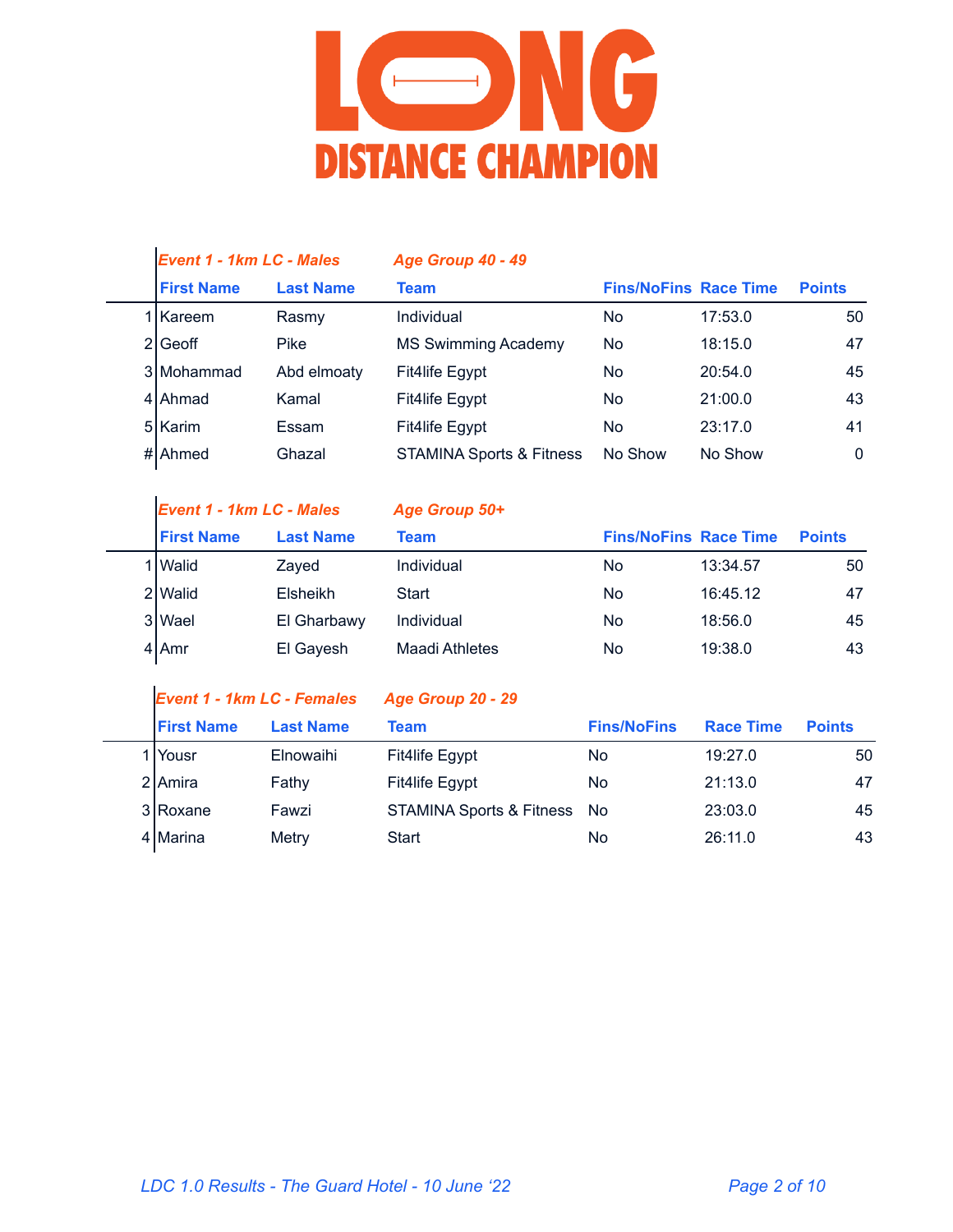# LONG DISTANCE CHAMPION

### *Event 1 - 1km LC - Males* *Age Group 40 - 49*

| | First Name | Last Name | Team | Fins/NoFins | Race Time | Points |
|---|---|---|---|---|---|---|
| 1 | Kareem | Rasmy | Individual | No | 17:53.0 | 50 |
| 2 | Geoff | Pike | MS Swimming Academy | No | 18:15.0 | 47 |
| 3 | Mohammad | Abd elmoaty | Fit4life Egypt | No | 20:54.0 | 45 |
| 4 | Ahmad | Kamal | Fit4life Egypt | No | 21:00.0 | 43 |
| 5 | Karim | Essam | Fit4life Egypt | No | 23:17.0 | 41 |
| # | Ahmed | Ghazal | STAMINA Sports & Fitness | No Show | No Show | 0 |

### *Event 1 - 1km LC - Males* *Age Group 50+*

| | First Name | Last Name | Team | Fins/NoFins | Race Time | Points |
|---|---|---|---|---|---|---|
| 1 | Walid | Zayed | Individual | No | 13:34.57 | 50 |
| 2 | Walid | Elsheikh | Start | No | 16:45.12 | 47 |
| 3 | Wael | El Gharbawy | Individual | No | 18:56.0 | 45 |
| 4 | Amr | El Gayesh | Maadi Athletes | No | 19:38.0 | 43 |

### *Event 1 - 1km LC - Females* *Age Group 20 - 29*

| | First Name | Last Name | Team | Fins/NoFins | Race Time | Points |
|---|---|---|---|---|---|---|
| 1 | Yousr | Elnowaihi | Fit4life Egypt | No | 19:27.0 | 50 |
| 2 | Amira | Fathy | Fit4life Egypt | No | 21:13.0 | 47 |
| 3 | Roxane | Fawzi | STAMINA Sports & Fitness | No | 23:03.0 | 45 |
| 4 | Marina | Metry | Start | No | 26:11.0 | 43 |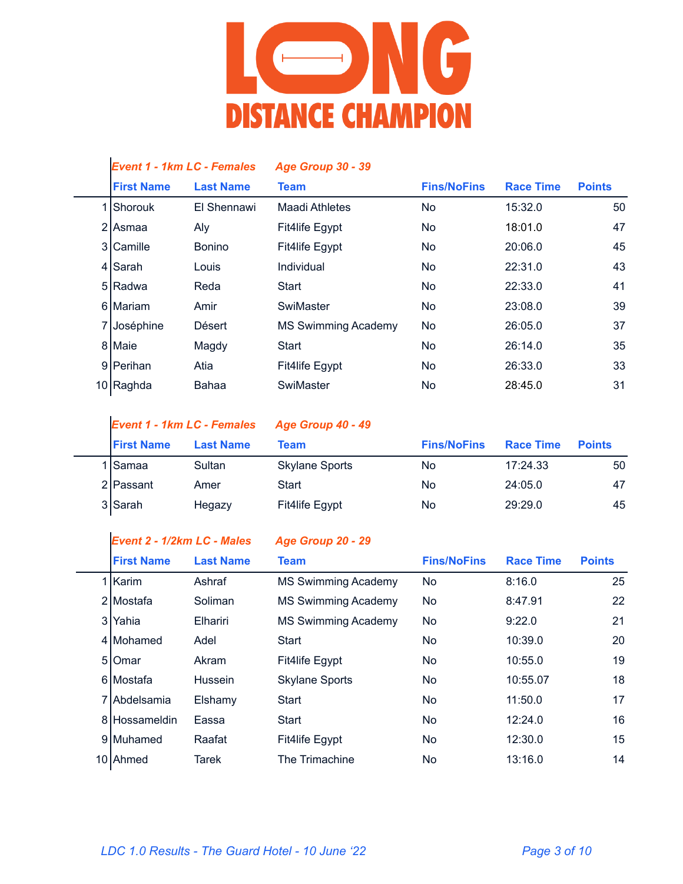# LONG DISTANCE CHAMPION

### Event 1 - 1km LC - Females — Age Group 30 - 39

| | First Name | Last Name | Team | Fins/NoFins | Race Time | Points |
|---|---|---|---|---|---|---|
| 1 | Shorouk | El Shennawi | Maadi Athletes | No | 15:32.0 | 50 |
| 2 | Asmaa | Aly | Fit4life Egypt | No | 18:01.0 | 47 |
| 3 | Camille | Bonino | Fit4life Egypt | No | 20:06.0 | 45 |
| 4 | Sarah | Louis | Individual | No | 22:31.0 | 43 |
| 5 | Radwa | Reda | Start | No | 22:33.0 | 41 |
| 6 | Mariam | Amir | SwiMaster | No | 23:08.0 | 39 |
| 7 | Joséphine | Désert | MS Swimming Academy | No | 26:05.0 | 37 |
| 8 | Maie | Magdy | Start | No | 26:14.0 | 35 |
| 9 | Perihan | Atia | Fit4life Egypt | No | 26:33.0 | 33 |
| 10 | Raghda | Bahaa | SwiMaster | No | 28:45.0 | 31 |

### Event 1 - 1km LC - Females — Age Group 40 - 49

| | First Name | Last Name | Team | Fins/NoFins | Race Time | Points |
|---|---|---|---|---|---|---|
| 1 | Samaa | Sultan | Skylane Sports | No | 17:24.33 | 50 |
| 2 | Passant | Amer | Start | No | 24:05.0 | 47 |
| 3 | Sarah | Hegazy | Fit4life Egypt | No | 29:29.0 | 45 |

### Event 2 - 1/2km LC - Males — Age Group 20 - 29

| | First Name | Last Name | Team | Fins/NoFins | Race Time | Points |
|---|---|---|---|---|---|---|
| 1 | Karim | Ashraf | MS Swimming Academy | No | 8:16.0 | 25 |
| 2 | Mostafa | Soliman | MS Swimming Academy | No | 8:47.91 | 22 |
| 3 | Yahia | Elhariri | MS Swimming Academy | No | 9:22.0 | 21 |
| 4 | Mohamed | Adel | Start | No | 10:39.0 | 20 |
| 5 | Omar | Akram | Fit4life Egypt | No | 10:55.0 | 19 |
| 6 | Mostafa | Hussein | Skylane Sports | No | 10:55.07 | 18 |
| 7 | Abdelsamia | Elshamy | Start | No | 11:50.0 | 17 |
| 8 | Hossameldin | Eassa | Start | No | 12:24.0 | 16 |
| 9 | Muhamed | Raafat | Fit4life Egypt | No | 12:30.0 | 15 |
| 10 | Ahmed | Tarek | The Trimachine | No | 13:16.0 | 14 |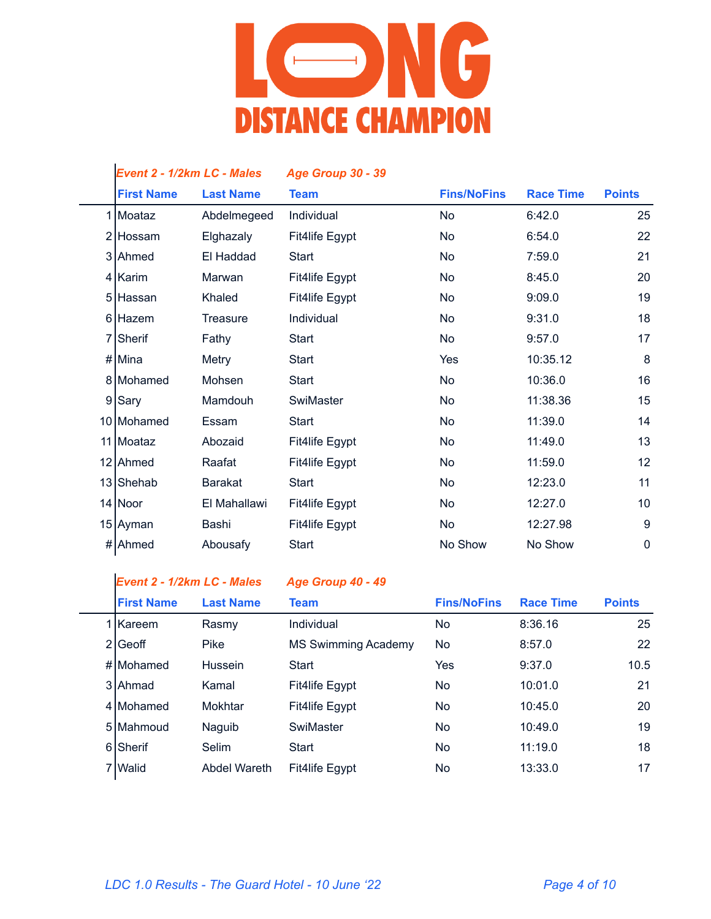# LONG DISTANCE CHAMPION

**_Event 2 - 1/2km LC - Males_** **_Age Group 30 - 39_**

| | First Name | Last Name | Team | Fins/NoFins | Race Time | Points |
|---|---|---|---|---|---|---|
| 1 | Moataz | Abdelmegeed | Individual | No | 6:42.0 | 25 |
| 2 | Hossam | Elghazaly | Fit4life Egypt | No | 6:54.0 | 22 |
| 3 | Ahmed | El Haddad | Start | No | 7:59.0 | 21 |
| 4 | Karim | Marwan | Fit4life Egypt | No | 8:45.0 | 20 |
| 5 | Hassan | Khaled | Fit4life Egypt | No | 9:09.0 | 19 |
| 6 | Hazem | Treasure | Individual | No | 9:31.0 | 18 |
| 7 | Sherif | Fathy | Start | No | 9:57.0 | 17 |
| # | Mina | Metry | Start | Yes | 10:35.12 | 8 |
| 8 | Mohamed | Mohsen | Start | No | 10:36.0 | 16 |
| 9 | Sary | Mamdouh | SwiMaster | No | 11:38.36 | 15 |
| 10 | Mohamed | Essam | Start | No | 11:39.0 | 14 |
| 11 | Moataz | Abozaid | Fit4life Egypt | No | 11:49.0 | 13 |
| 12 | Ahmed | Raafat | Fit4life Egypt | No | 11:59.0 | 12 |
| 13 | Shehab | Barakat | Start | No | 12:23.0 | 11 |
| 14 | Noor | El Mahallawi | Fit4life Egypt | No | 12:27.0 | 10 |
| 15 | Ayman | Bashi | Fit4life Egypt | No | 12:27.98 | 9 |
| # | Ahmed | Abousafy | Start | No Show | No Show | 0 |

**_Event 2 - 1/2km LC - Males_** **_Age Group 40 - 49_**

| | First Name | Last Name | Team | Fins/NoFins | Race Time | Points |
|---|---|---|---|---|---|---|
| 1 | Kareem | Rasmy | Individual | No | 8:36.16 | 25 |
| 2 | Geoff | Pike | MS Swimming Academy | No | 8:57.0 | 22 |
| # | Mohamed | Hussein | Start | Yes | 9:37.0 | 10.5 |
| 3 | Ahmad | Kamal | Fit4life Egypt | No | 10:01.0 | 21 |
| 4 | Mohamed | Mokhtar | Fit4life Egypt | No | 10:45.0 | 20 |
| 5 | Mahmoud | Naguib | SwiMaster | No | 10:49.0 | 19 |
| 6 | Sherif | Selim | Start | No | 11:19.0 | 18 |
| 7 | Walid | Abdel Wareth | Fit4life Egypt | No | 13:33.0 | 17 |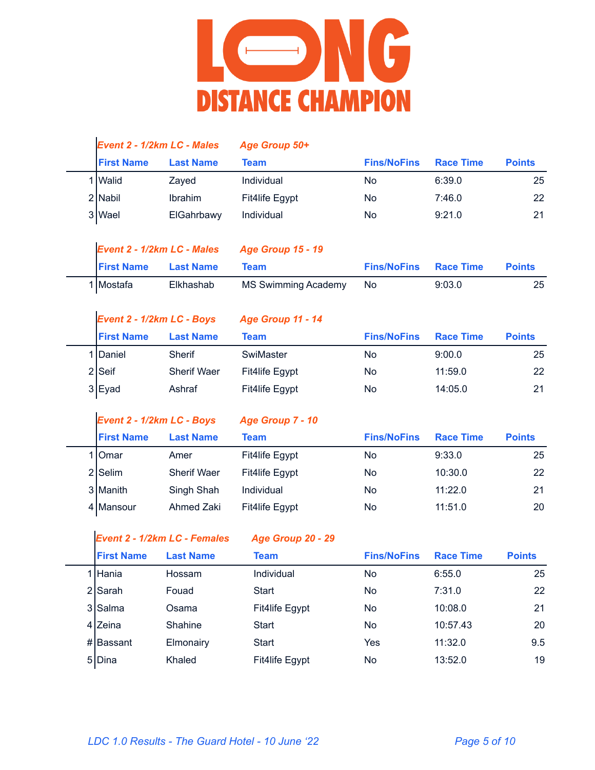# LONG DISTANCE CHAMPION

*Event 2 - 1/2km LC - Males* — *Age Group 50+*

| | First Name | Last Name | Team | Fins/NoFins | Race Time | Points |
|---|---|---|---|---|---|---|
| 1 | Walid | Zayed | Individual | No | 6:39.0 | 25 |
| 2 | Nabil | Ibrahim | Fit4life Egypt | No | 7:46.0 | 22 |
| 3 | Wael | ElGahrbawy | Individual | No | 9:21.0 | 21 |

*Event 2 - 1/2km LC - Males* — *Age Group 15 - 19*

| | First Name | Last Name | Team | Fins/NoFins | Race Time | Points |
|---|---|---|---|---|---|---|
| 1 | Mostafa | Elkhashab | MS Swimming Academy | No | 9:03.0 | 25 |

*Event 2 - 1/2km LC - Boys* — *Age Group 11 - 14*

| | First Name | Last Name | Team | Fins/NoFins | Race Time | Points |
|---|---|---|---|---|---|---|
| 1 | Daniel | Sherif | SwiMaster | No | 9:00.0 | 25 |
| 2 | Seif | Sherif Waer | Fit4life Egypt | No | 11:59.0 | 22 |
| 3 | Eyad | Ashraf | Fit4life Egypt | No | 14:05.0 | 21 |

*Event 2 - 1/2km LC - Boys* — *Age Group 7 - 10*

| | First Name | Last Name | Team | Fins/NoFins | Race Time | Points |
|---|---|---|---|---|---|---|
| 1 | Omar | Amer | Fit4life Egypt | No | 9:33.0 | 25 |
| 2 | Selim | Sherif Waer | Fit4life Egypt | No | 10:30.0 | 22 |
| 3 | Manith | Singh Shah | Individual | No | 11:22.0 | 21 |
| 4 | Mansour | Ahmed Zaki | Fit4life Egypt | No | 11:51.0 | 20 |

*Event 2 - 1/2km LC - Females* — *Age Group 20 - 29*

| | First Name | Last Name | Team | Fins/NoFins | Race Time | Points |
|---|---|---|---|---|---|---|
| 1 | Hania | Hossam | Individual | No | 6:55.0 | 25 |
| 2 | Sarah | Fouad | Start | No | 7:31.0 | 22 |
| 3 | Salma | Osama | Fit4life Egypt | No | 10:08.0 | 21 |
| 4 | Zeina | Shahine | Start | No | 10:57.43 | 20 |
| # | Bassant | Elmonairy | Start | Yes | 11:32.0 | 9.5 |
| 5 | Dina | Khaled | Fit4life Egypt | No | 13:52.0 | 19 |

*LDC 1.0 Results - The Guard Hotel - 10 June '22*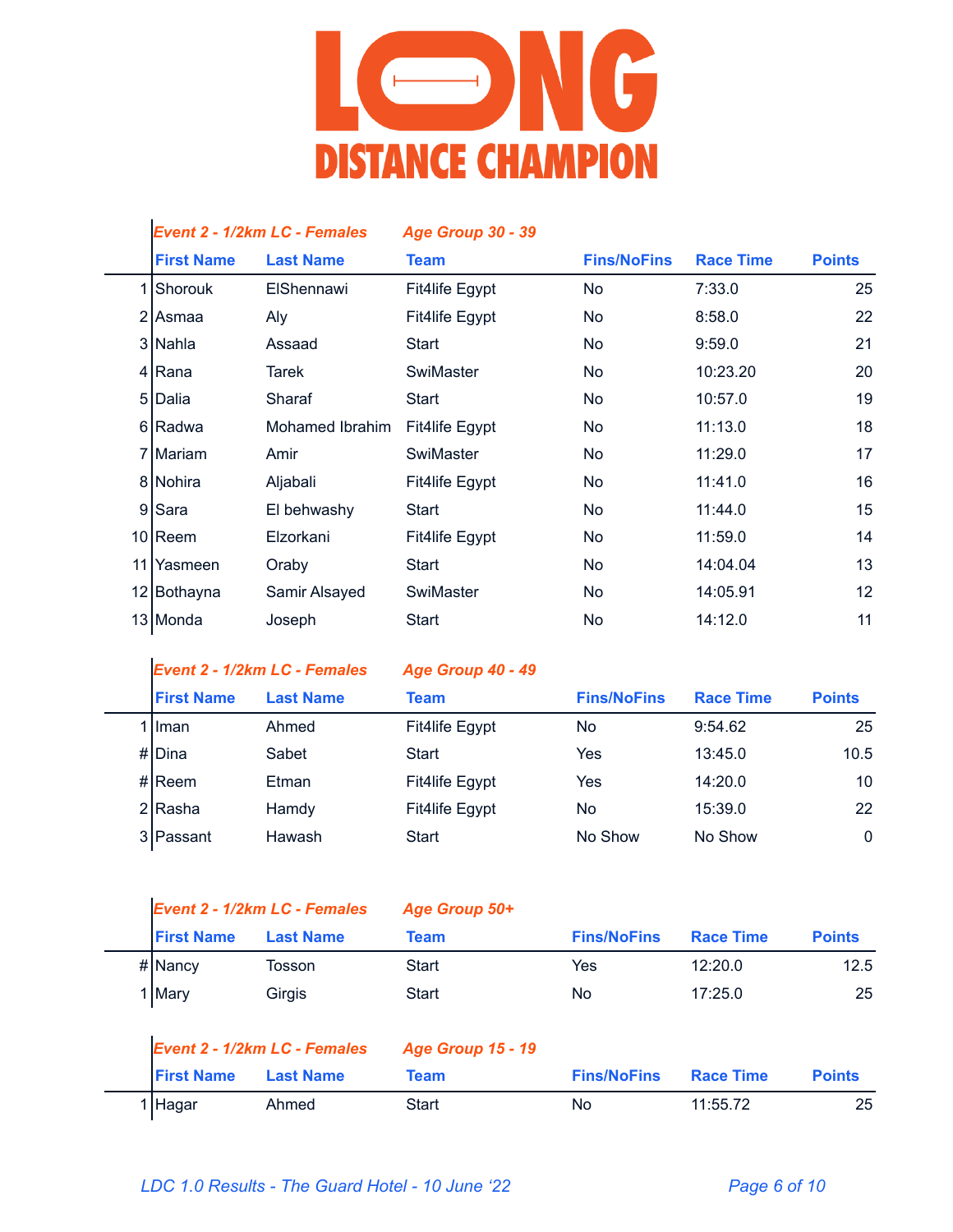# LONG DISTANCE CHAMPION

### *Event 2 - 1/2km LC - Females* — *Age Group 30 - 39*

| | First Name | Last Name | Team | Fins/NoFins | Race Time | Points |
|---|---|---|---|---|---|---|
| 1 | Shorouk | ElShennawi | Fit4life Egypt | No | 7:33.0 | 25 |
| 2 | Asmaa | Aly | Fit4life Egypt | No | 8:58.0 | 22 |
| 3 | Nahla | Assaad | Start | No | 9:59.0 | 21 |
| 4 | Rana | Tarek | SwiMaster | No | 10:23.20 | 20 |
| 5 | Dalia | Sharaf | Start | No | 10:57.0 | 19 |
| 6 | Radwa | Mohamed Ibrahim | Fit4life Egypt | No | 11:13.0 | 18 |
| 7 | Mariam | Amir | SwiMaster | No | 11:29.0 | 17 |
| 8 | Nohira | Aljabali | Fit4life Egypt | No | 11:41.0 | 16 |
| 9 | Sara | El behwashy | Start | No | 11:44.0 | 15 |
| 10 | Reem | Elzorkani | Fit4life Egypt | No | 11:59.0 | 14 |
| 11 | Yasmeen | Oraby | Start | No | 14:04.04 | 13 |
| 12 | Bothayna | Samir Alsayed | SwiMaster | No | 14:05.91 | 12 |
| 13 | Monda | Joseph | Start | No | 14:12.0 | 11 |

### *Event 2 - 1/2km LC - Females* — *Age Group 40 - 49*

| | First Name | Last Name | Team | Fins/NoFins | Race Time | Points |
|---|---|---|---|---|---|---|
| 1 | Iman | Ahmed | Fit4life Egypt | No | 9:54.62 | 25 |
| # | Dina | Sabet | Start | Yes | 13:45.0 | 10.5 |
| # | Reem | Etman | Fit4life Egypt | Yes | 14:20.0 | 10 |
| 2 | Rasha | Hamdy | Fit4life Egypt | No | 15:39.0 | 22 |
| 3 | Passant | Hawash | Start | No Show | No Show | 0 |

### *Event 2 - 1/2km LC - Females* — *Age Group 50+*

| | First Name | Last Name | Team | Fins/NoFins | Race Time | Points |
|---|---|---|---|---|---|---|
| # | Nancy | Tosson | Start | Yes | 12:20.0 | 12.5 |
| 1 | Mary | Girgis | Start | No | 17:25.0 | 25 |

### *Event 2 - 1/2km LC - Females* — *Age Group 15 - 19*

| | First Name | Last Name | Team | Fins/NoFins | Race Time | Points |
|---|---|---|---|---|---|---|
| 1 | Hagar | Ahmed | Start | No | 11:55.72 | 25 |

*LDC 1.0 Results - The Guard Hotel - 10 June '22*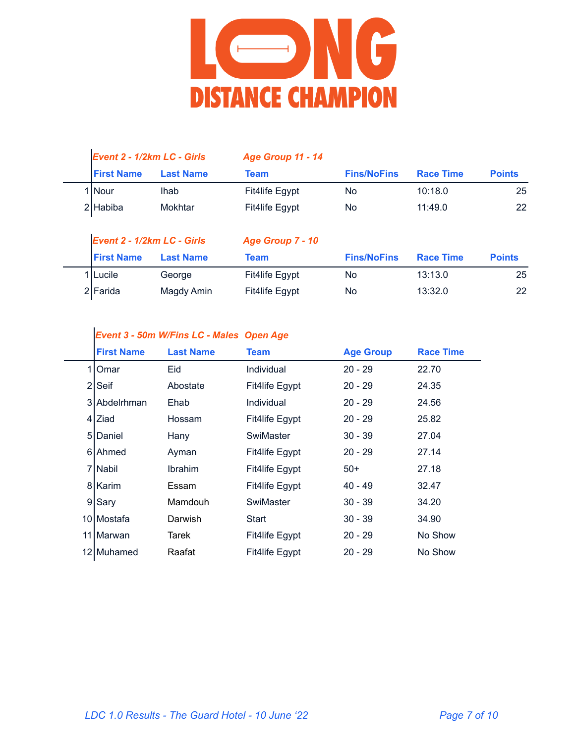# LONG DISTANCE CHAMPION

*Event 2 - 1/2km LC - Girls* *Age Group 11 - 14*

| | First Name | Last Name | Team | Fins/NoFins | Race Time | Points |
|---|---|---|---|---|---|---|
| 1 | Nour | Ihab | Fit4life Egypt | No | 10:18.0 | 25 |
| 2 | Habiba | Mokhtar | Fit4life Egypt | No | 11:49.0 | 22 |

*Event 2 - 1/2km LC - Girls* *Age Group 7 - 10*

| | First Name | Last Name | Team | Fins/NoFins | Race Time | Points |
|---|---|---|---|---|---|---|
| 1 | Lucile | George | Fit4life Egypt | No | 13:13.0 | 25 |
| 2 | Farida | Magdy Amin | Fit4life Egypt | No | 13:32.0 | 22 |

*Event 3 - 50m W/Fins LC - Males* *Open Age*

| | First Name | Last Name | Team | Age Group | Race Time |
|---|---|---|---|---|---|
| 1 | Omar | Eid | Individual | 20 - 29 | 22.70 |
| 2 | Seif | Abostate | Fit4life Egypt | 20 - 29 | 24.35 |
| 3 | Abdelrhman | Ehab | Individual | 20 - 29 | 24.56 |
| 4 | Ziad | Hossam | Fit4life Egypt | 20 - 29 | 25.82 |
| 5 | Daniel | Hany | SwiMaster | 30 - 39 | 27.04 |
| 6 | Ahmed | Ayman | Fit4life Egypt | 20 - 29 | 27.14 |
| 7 | Nabil | Ibrahim | Fit4life Egypt | 50+ | 27.18 |
| 8 | Karim | Essam | Fit4life Egypt | 40 - 49 | 32.47 |
| 9 | Sary | Mamdouh | SwiMaster | 30 - 39 | 34.20 |
| 10 | Mostafa | Darwish | Start | 30 - 39 | 34.90 |
| 11 | Marwan | Tarek | Fit4life Egypt | 20 - 29 | No Show |
| 12 | Muhamed | Raafat | Fit4life Egypt | 20 - 29 | No Show |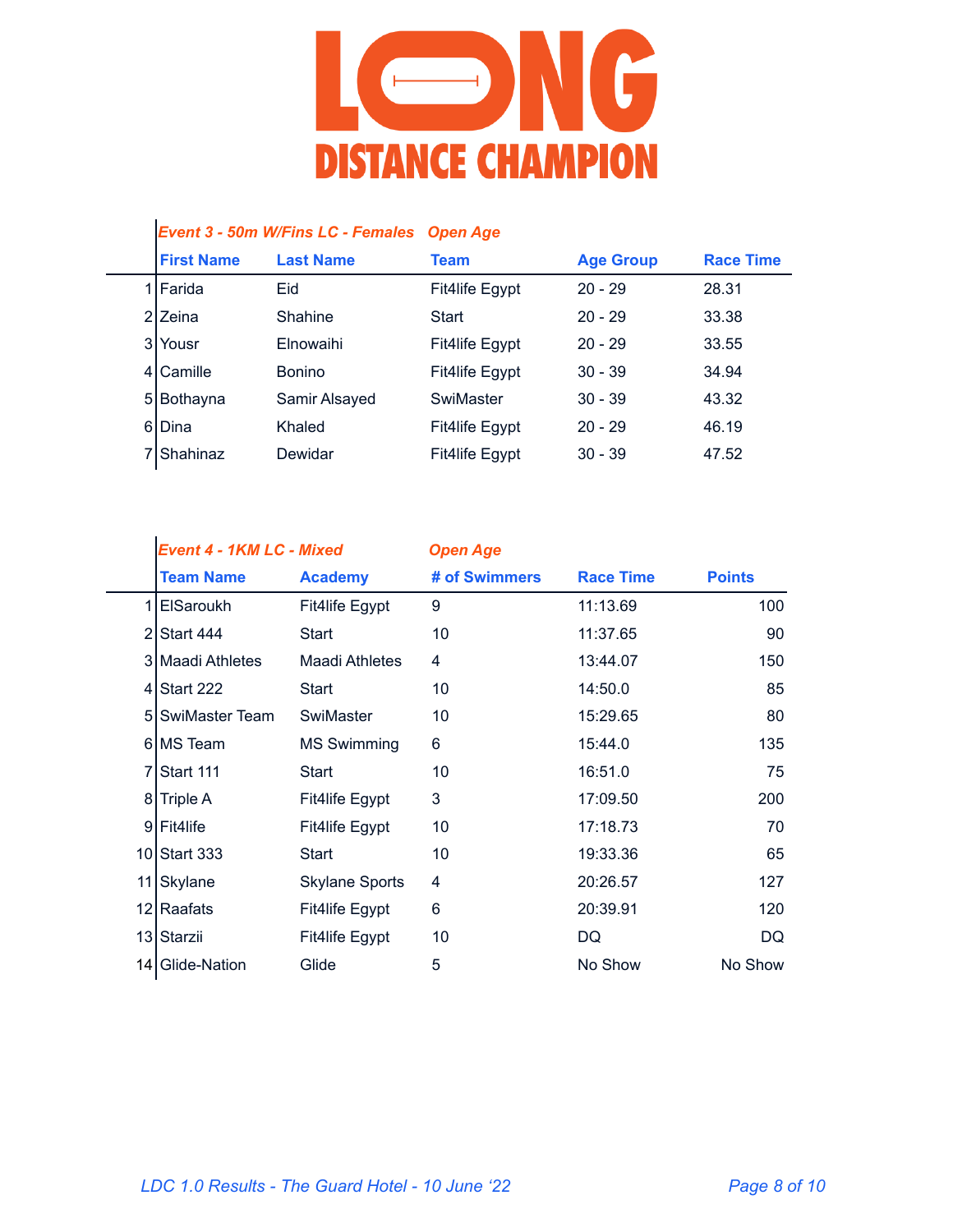# LONG DISTANCE CHAMPION

### Event 3 - 50m W/Fins LC - Females — Open Age

| | First Name | Last Name | Team | Age Group | Race Time |
|---|---|---|---|---|---|
| 1 | Farida | Eid | Fit4life Egypt | 20 - 29 | 28.31 |
| 2 | Zeina | Shahine | Start | 20 - 29 | 33.38 |
| 3 | Yousr | Elnowaihi | Fit4life Egypt | 20 - 29 | 33.55 |
| 4 | Camille | Bonino | Fit4life Egypt | 30 - 39 | 34.94 |
| 5 | Bothayna | Samir Alsayed | SwiMaster | 30 - 39 | 43.32 |
| 6 | Dina | Khaled | Fit4life Egypt | 20 - 29 | 46.19 |
| 7 | Shahinaz | Dewidar | Fit4life Egypt | 30 - 39 | 47.52 |

### Event 4 - 1KM LC - Mixed — Open Age

| | Team Name | Academy | # of Swimmers | Race Time | Points |
|---|---|---|---|---|---|
| 1 | ElSaroukh | Fit4life Egypt | 9 | 11:13.69 | 100 |
| 2 | Start 444 | Start | 10 | 11:37.65 | 90 |
| 3 | Maadi Athletes | Maadi Athletes | 4 | 13:44.07 | 150 |
| 4 | Start 222 | Start | 10 | 14:50.0 | 85 |
| 5 | SwiMaster Team | SwiMaster | 10 | 15:29.65 | 80 |
| 6 | MS Team | MS Swimming | 6 | 15:44.0 | 135 |
| 7 | Start 111 | Start | 10 | 16:51.0 | 75 |
| 8 | Triple A | Fit4life Egypt | 3 | 17:09.50 | 200 |
| 9 | Fit4life | Fit4life Egypt | 10 | 17:18.73 | 70 |
| 10 | Start 333 | Start | 10 | 19:33.36 | 65 |
| 11 | Skylane | Skylane Sports | 4 | 20:26.57 | 127 |
| 12 | Raafats | Fit4life Egypt | 6 | 20:39.91 | 120 |
| 13 | Starzii | Fit4life Egypt | 10 | DQ | DQ |
| 14 | Glide-Nation | Glide | 5 | No Show | No Show |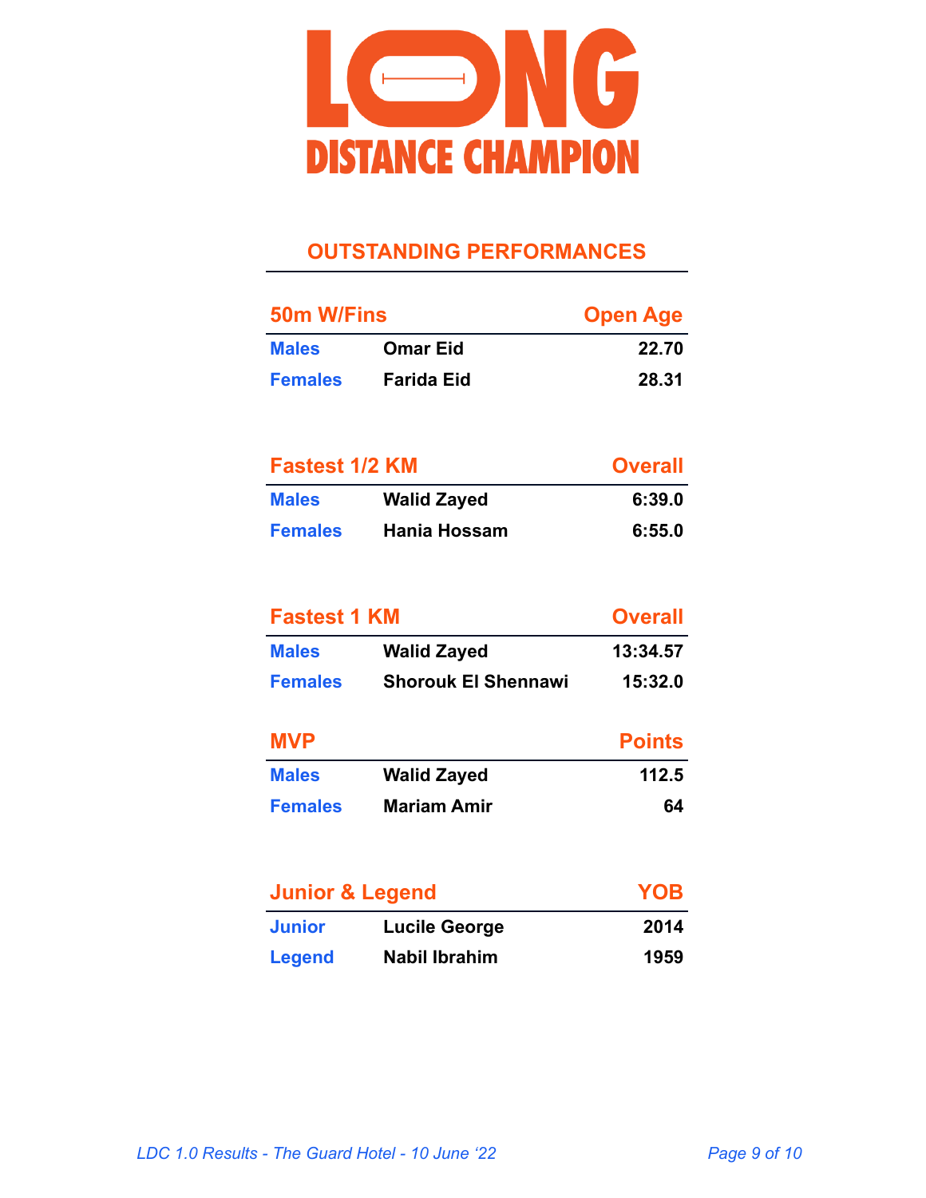# LONG DISTANCE CHAMPION

## OUTSTANDING PERFORMANCES

| 50m W/Fins | | Open Age |
|---|---|---|
| Males | Omar Eid | 22.70 |
| Females | Farida Eid | 28.31 |

| Fastest 1/2 KM | | Overall |
|---|---|---|
| Males | Walid Zayed | 6:39.0 |
| Females | Hania Hossam | 6:55.0 |

| Fastest 1 KM | | Overall |
|---|---|---|
| Males | Walid Zayed | 13:34.57 |
| Females | Shorouk El Shennawi | 15:32.0 |

| MVP | | Points |
|---|---|---|
| Males | Walid Zayed | 112.5 |
| Females | Mariam Amir | 64 |

| Junior & Legend | | YOB |
|---|---|---|
| Junior | Lucile George | 2014 |
| Legend | Nabil Ibrahim | 1959 |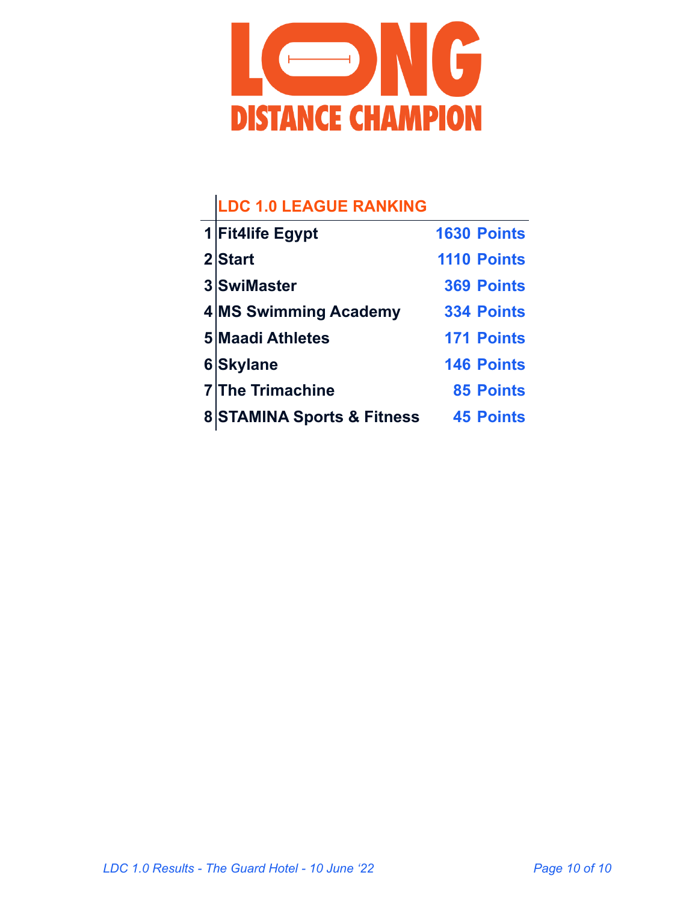# LONG DISTANCE CHAMPION

## LDC 1.0 LEAGUE RANKING

| | | |
|---|---|---|
| 1 | Fit4life Egypt | 1630 Points |
| 2 | Start | 1110 Points |
| 3 | SwiMaster | 369 Points |
| 4 | MS Swimming Academy | 334 Points |
| 5 | Maadi Athletes | 171 Points |
| 6 | Skylane | 146 Points |
| 7 | The Trimachine | 85 Points |
| 8 | STAMINA Sports & Fitness | 45 Points |